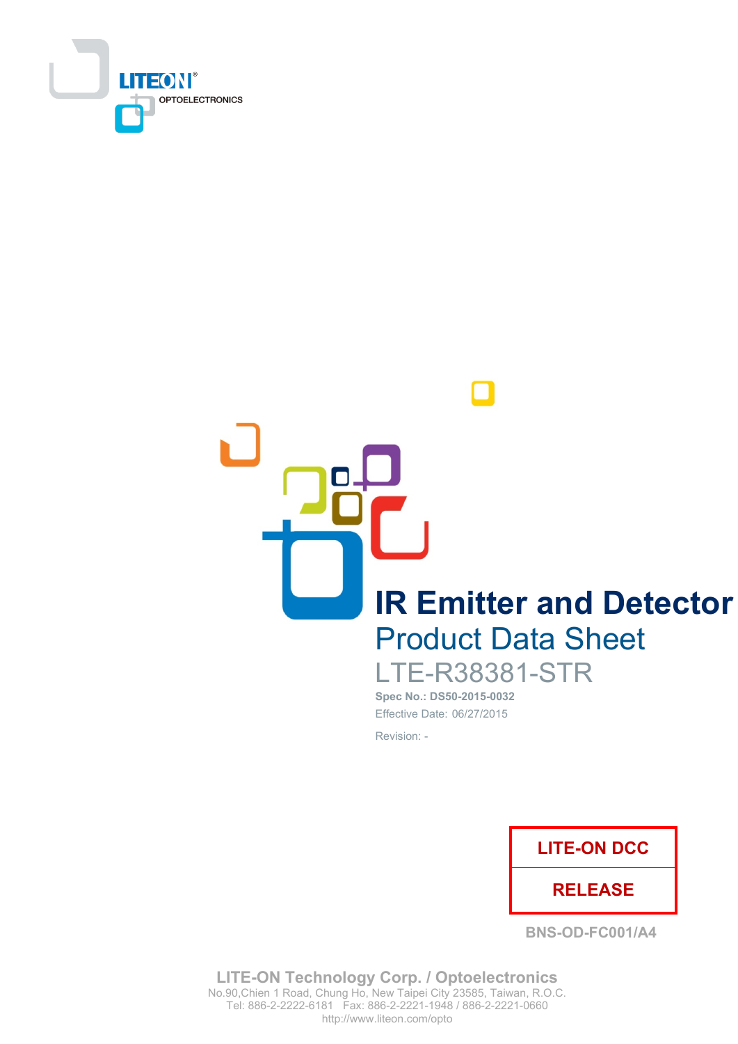LITEON OPTOELECTRONICS

# IR Emitter and Detector

## Product Data Sheet

LTE-R38381-STR

**Spec No.: DS50-2015-0032**

Effective Date: 06/27/2015

Revision: -

| LITE-ON DCC |
| --- |
| RELEASE |

BNS-OD-FC001/A4

**LITE-ON Technology Corp. / Optoelectronics**

No.90,Chien 1 Road, Chung Ho, New Taipei City 23585, Taiwan, R.O.C.

Tel: 886-2-2222-6181 Fax: 886-2-2221-1948 / 886-2-2221-0660

http://www.liteon.com/opto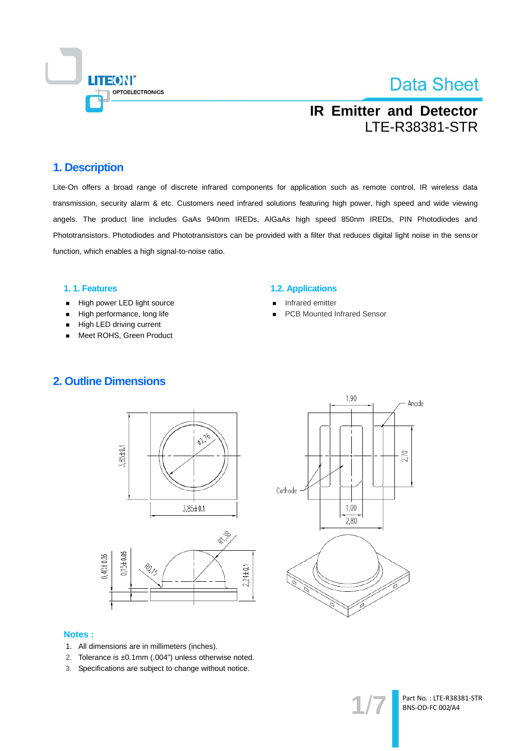# IR Emitter and Detector
LTE-R38381-STR

## 1. Description

Lite-On offers a broad range of discrete infrared components for application such as remote control, IR wireless data transmission, security alarm & etc. Customers need infrared solutions featuring high power, high speed and wide viewing angels. The product line includes GaAs 940nm IREDs, AlGaAs high speed 850nm IREDs, PIN Photodiodes and Phototransistors. Photodiodes and Phototransistors can be provided with a filter that reduces digital light noise in the sensor function, which enables a high signal-to-noise ratio.

### 1. 1. Features

- High power LED light source
- High performance, long life
- High LED driving current
- Meet ROHS, Green Product

### 1.2. Applications

- Infrared emitter
- PCB Mounted Infrared Sensor

## 2. Outline Dimensions

**Notes :**

1. All dimensions are in millimeters (inches).
2. Tolerance is ±0.1mm (.004") unless otherwise noted.
3. Specifications are subject to change without notice.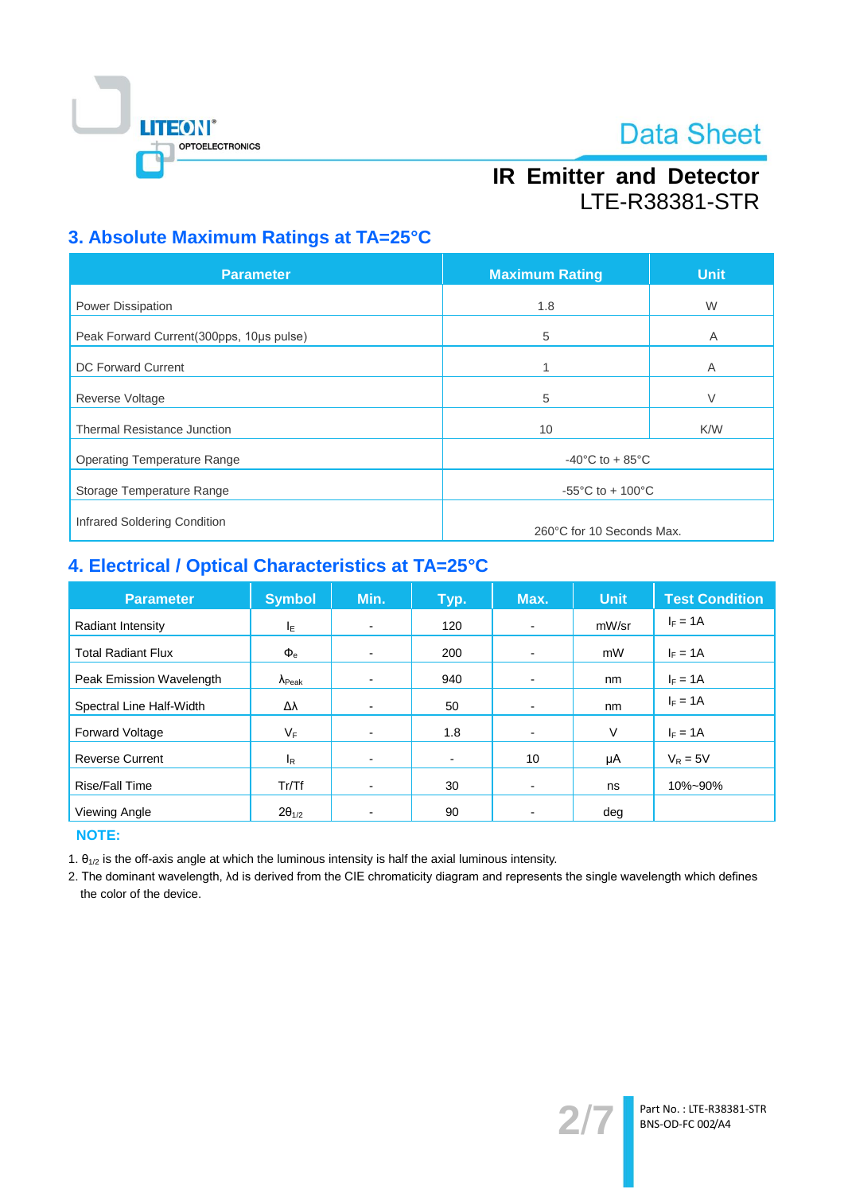## 3. Absolute Maximum Ratings at TA=25°C

| Parameter | Maximum Rating | Unit |
|---|---|---|
| Power Dissipation | 1.8 | W |
| Peak Forward Current(300pps, 10μs pulse) | 5 | A |
| DC Forward Current | 1 | A |
| Reverse Voltage | 5 | V |
| Thermal Resistance Junction | 10 | K/W |
| Operating Temperature Range | -40°C to + 85°C | |
| Storage Temperature Range | -55°C to + 100°C | |
| Infrared Soldering Condition | 260°C for 10 Seconds Max. | |

## 4. Electrical / Optical Characteristics at TA=25°C

| Parameter | Symbol | Min. | Typ. | Max. | Unit | Test Condition |
|---|---|---|---|---|---|---|
| Radiant Intensity | $I_E$ | - | 120 | - | mW/sr | $I_F$ = 1A |
| Total Radiant Flux | $\Phi_e$ | - | 200 | - | mW | $I_F$ = 1A |
| Peak Emission Wavelength | $\lambda_{Peak}$ | - | 940 | - | nm | $I_F$ = 1A |
| Spectral Line Half-Width | $\Delta\lambda$ | - | 50 | - | nm | $I_F$ = 1A |
| Forward Voltage | $V_F$ | - | 1.8 | - | V | $I_F$ = 1A |
| Reverse Current | $I_R$ | - | - | 10 | μA | $V_R$ = 5V |
| Rise/Fall Time | Tr/Tf | - | 30 | - | ns | 10%~90% |
| Viewing Angle | $2\theta_{1/2}$ | - | 90 | - | deg | |

**NOTE:**

1. $\theta_{1/2}$ is the off-axis angle at which the luminous intensity is half the axial luminous intensity.
2. The dominant wavelength, λd is derived from the CIE chromaticity diagram and represents the single wavelength which defines the color of the device.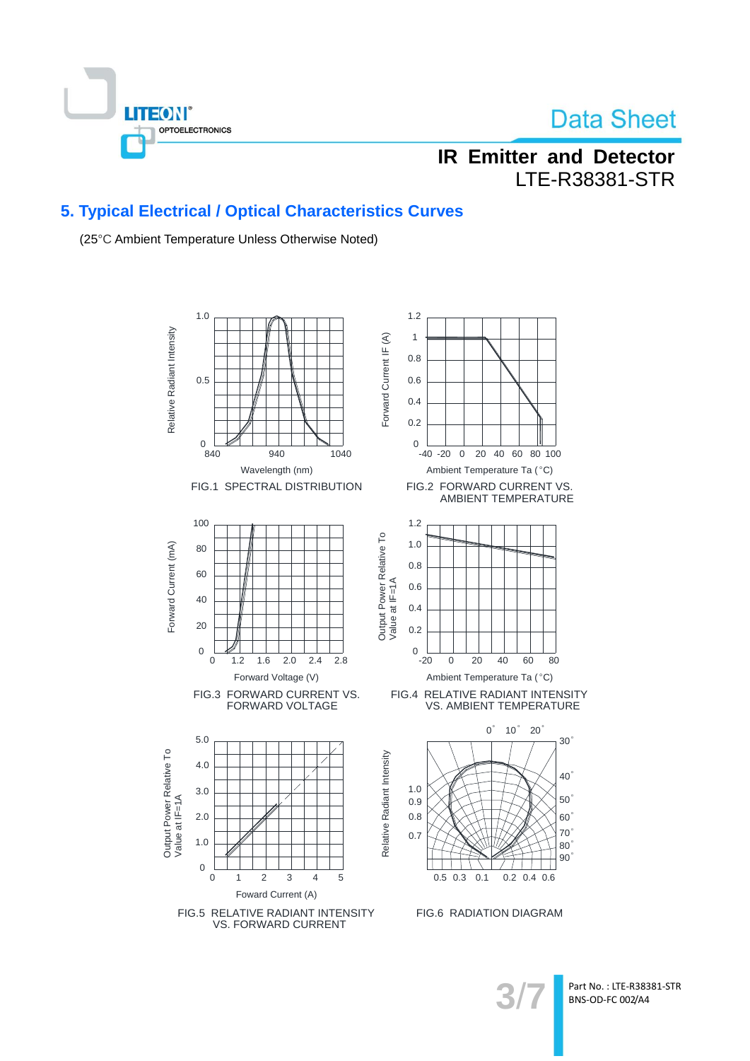# 5. Typical Electrical / Optical Characteristics Curves

(25°C Ambient Temperature Unless Otherwise Noted)

FIG.1 SPECTRAL DISTRIBUTION

FIG.2 FORWARD CURRENT VS. AMBIENT TEMPERATURE

FIG.3 FORWARD CURRENT VS. FORWARD VOLTAGE

FIG.4 RELATIVE RADIANT INTENSITY VS. AMBIENT TEMPERATURE

FIG.5 RELATIVE RADIANT INTENSITY VS. FORWARD CURRENT

FIG.6 RADIATION DIAGRAM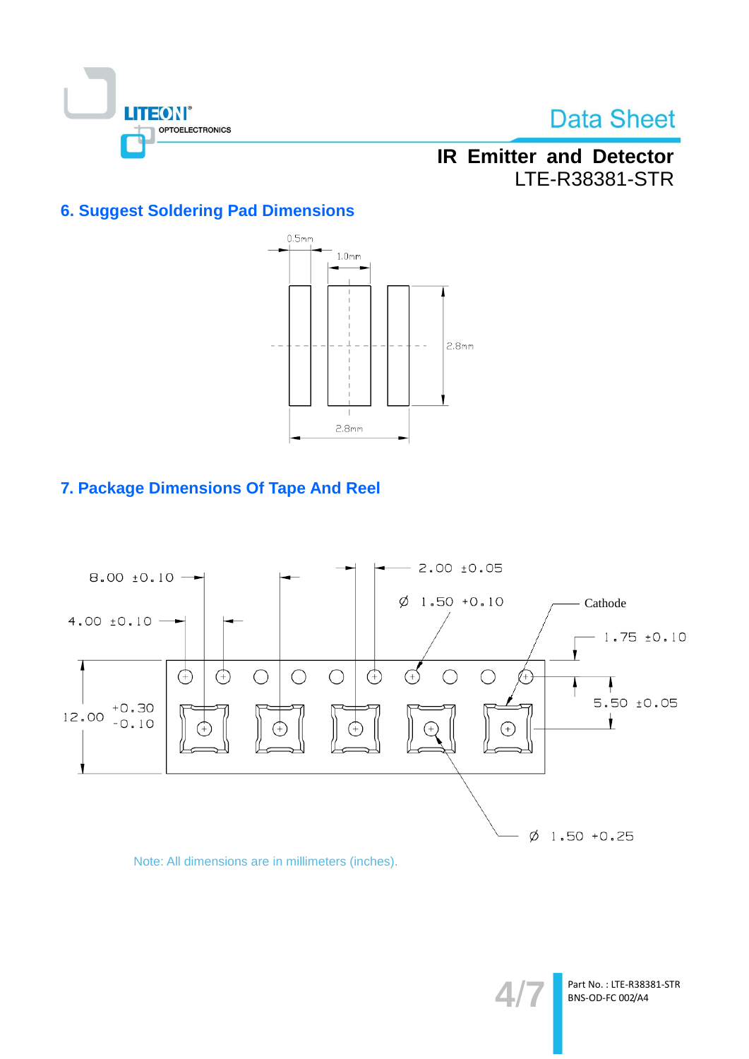## 6. Suggest Soldering Pad Dimensions

0.5mm

1.0mm

2.8mm

2.8mm

## 7. Package Dimensions Of Tape And Reel

8.00 ±0.10

4.00 ±0.10

2.00 ±0.05

Ø 1.50 +0.10

Cathode

1.75 ±0.10

12.00 +0.30 -0.10

5.50 ±0.05

Ø 1.50 +0.25

Note: All dimensions are in millimeters (inches).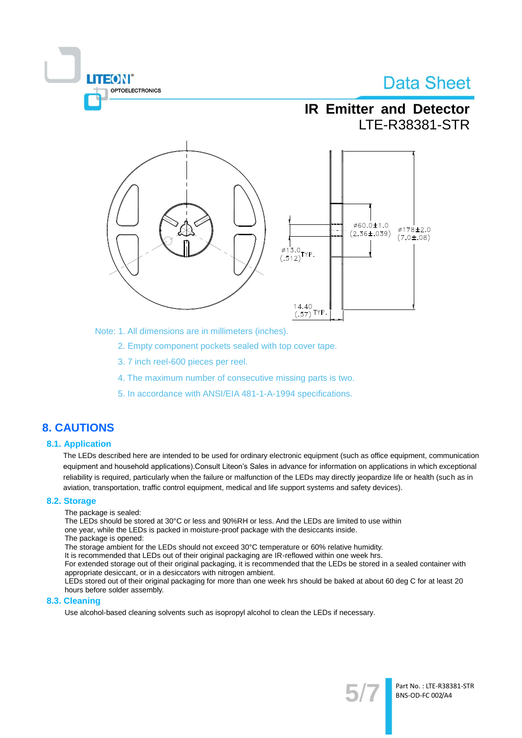Note: 1. All dimensions are in millimeters (inches).

2. Empty component pockets sealed with top cover tape.

3. 7 inch reel-600 pieces per reel.

4. The maximum number of consecutive missing parts is two.

5. In accordance with ANSI/EIA 481-1-A-1994 specifications.

# 8. CAUTIONS

## 8.1. Application

The LEDs described here are intended to be used for ordinary electronic equipment (such as office equipment, communication equipment and household applications).Consult Liteon's Sales in advance for information on applications in which exceptional reliability is required, particularly when the failure or malfunction of the LEDs may directly jeopardize life or health (such as in aviation, transportation, traffic control equipment, medical and life support systems and safety devices).

## 8.2. Storage

The package is sealed:
The LEDs should be stored at 30°C or less and 90%RH or less. And the LEDs are limited to use within one year, while the LEDs is packed in moisture-proof package with the desiccants inside.
The package is opened:
The storage ambient for the LEDs should not exceed 30°C temperature or 60% relative humidity.
It is recommended that LEDs out of their original packaging are IR-reflowed within one week hrs.
For extended storage out of their original packaging, it is recommended that the LEDs be stored in a sealed container with appropriate desiccant, or in a desiccators with nitrogen ambient.
LEDs stored out of their original packaging for more than one week hrs should be baked at about 60 deg C for at least 20 hours before solder assembly.

## 8.3. Cleaning

Use alcohol-based cleaning solvents such as isopropyl alcohol to clean the LEDs if necessary.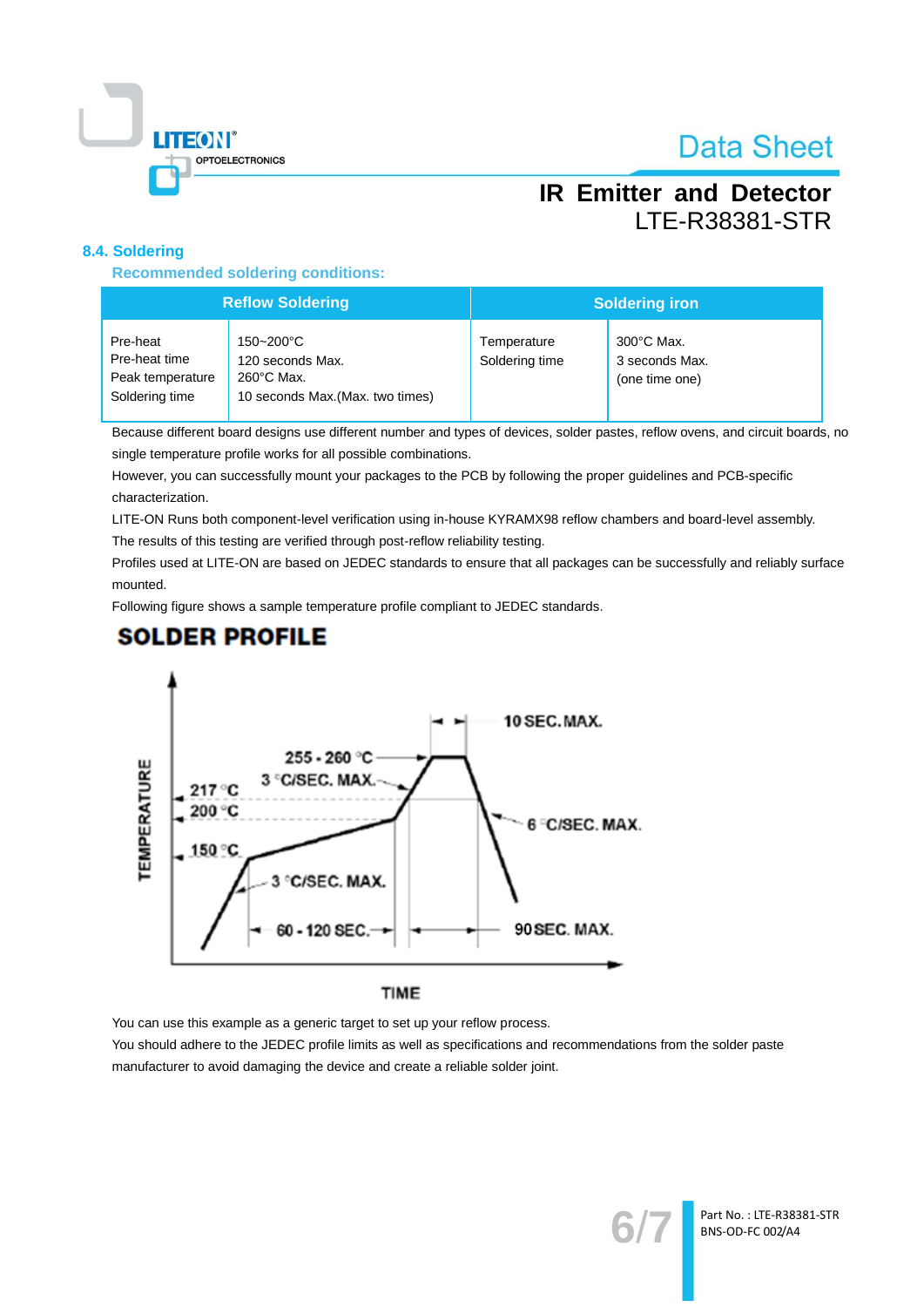### 8.4. Soldering

**Recommended soldering conditions:**

| Reflow Soldering | | Soldering iron | |
|---|---|---|---|
| Pre-heat<br>Pre-heat time<br>Peak temperature<br>Soldering time | 150~200°C<br>120 seconds Max.<br>260°C Max.<br>10 seconds Max.(Max. two times) | Temperature<br>Soldering time | 300°C Max.<br>3 seconds Max.<br>(one time one) |

Because different board designs use different number and types of devices, solder pastes, reflow ovens, and circuit boards, no single temperature profile works for all possible combinations.

However, you can successfully mount your packages to the PCB by following the proper guidelines and PCB-specific characterization.

LITE-ON Runs both component-level verification using in-house KYRAMX98 reflow chambers and board-level assembly. The results of this testing are verified through post-reflow reliability testing.

Profiles used at LITE-ON are based on JEDEC standards to ensure that all packages can be successfully and reliably surface mounted.

Following figure shows a sample temperature profile compliant to JEDEC standards.

**SOLDER PROFILE**

TEMPERATURE / TIME — 255 - 260 °C; 217 °C; 200 °C; 150 °C; 3 °C/SEC. MAX.; 3 °C/SEC. MAX.; 10 SEC. MAX.; 6 °C/SEC. MAX.; 60 - 120 SEC.; 90 SEC. MAX.

You can use this example as a generic target to set up your reflow process.

You should adhere to the JEDEC profile limits as well as specifications and recommendations from the solder paste manufacturer to avoid damaging the device and create a reliable solder joint.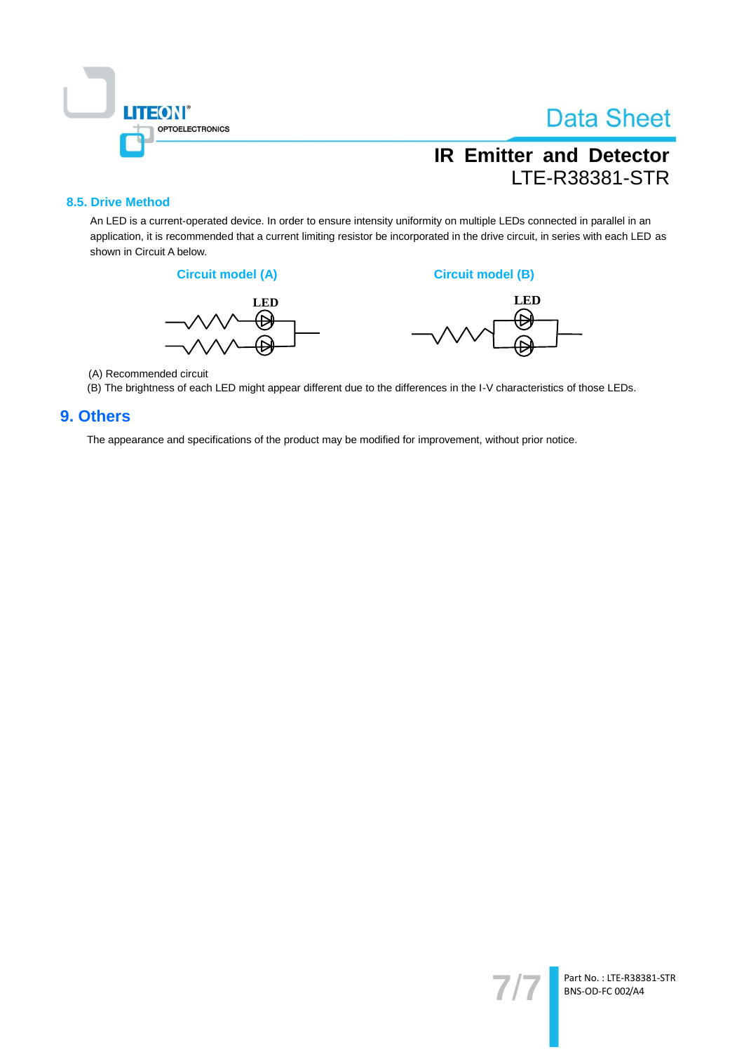### 8.5. Drive Method

An LED is a current-operated device. In order to ensure intensity uniformity on multiple LEDs connected in parallel in an application, it is recommended that a current limiting resistor be incorporated in the drive circuit, in series with each LED as shown in Circuit A below.

Circuit model (A)

LED

Circuit model (B)

LED

(A) Recommended circuit

(B) The brightness of each LED might appear different due to the differences in the I-V characteristics of those LEDs.

## 9. Others

The appearance and specifications of the product may be modified for improvement, without prior notice.